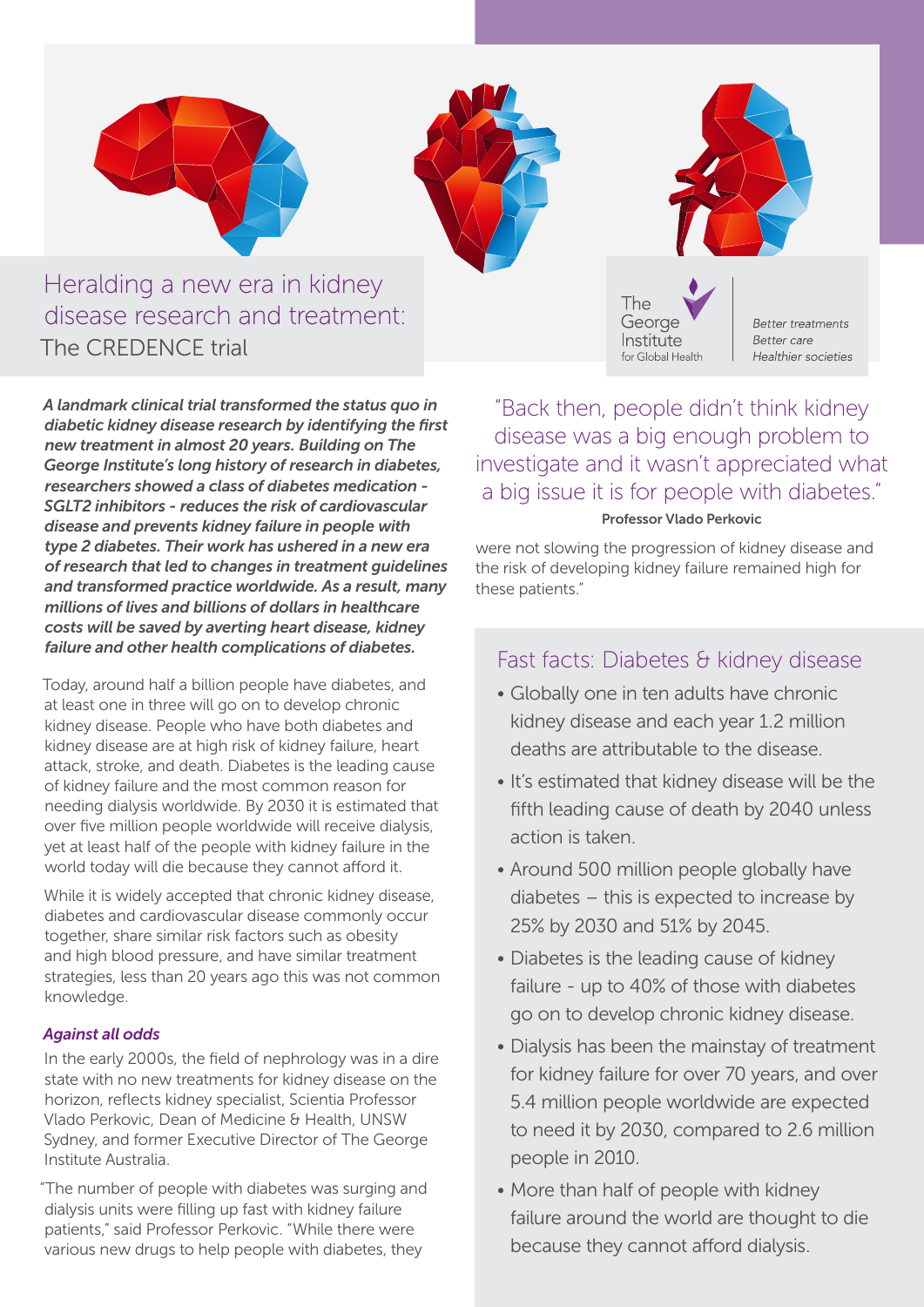# Heralding a new era in kidney disease research and treatment:

## The CREDENCE trial

The George Institute for Global Health

*Better treatments*
*Better care*
*Healthier societies*

***A landmark clinical trial transformed the status quo in diabetic kidney disease research by identifying the first new treatment in almost 20 years. Building on The George Institute's long history of research in diabetes, researchers showed a class of diabetes medication - SGLT2 inhibitors - reduces the risk of cardiovascular disease and prevents kidney failure in people with type 2 diabetes. Their work has ushered in a new era of research that led to changes in treatment guidelines and transformed practice worldwide. As a result, many millions of lives and billions of dollars in healthcare costs will be saved by averting heart disease, kidney failure and other health complications of diabetes.***

Today, around half a billion people have diabetes, and at least one in three will go on to develop chronic kidney disease. People who have both diabetes and kidney disease are at high risk of kidney failure, heart attack, stroke, and death. Diabetes is the leading cause of kidney failure and the most common reason for needing dialysis worldwide. By 2030 it is estimated that over five million people worldwide will receive dialysis, yet at least half of the people with kidney failure in the world today will die because they cannot afford it.

While it is widely accepted that chronic kidney disease, diabetes and cardiovascular disease commonly occur together, share similar risk factors such as obesity and high blood pressure, and have similar treatment strategies, less than 20 years ago this was not common knowledge.

### *Against all odds*

In the early 2000s, the field of nephrology was in a dire state with no new treatments for kidney disease on the horizon, reflects kidney specialist, Scientia Professor Vlado Perkovic, Dean of Medicine & Health, UNSW Sydney, and former Executive Director of The George Institute Australia.

"The number of people with diabetes was surging and dialysis units were filling up fast with kidney failure patients," said Professor Perkovic. "While there were various new drugs to help people with diabetes, they were not slowing the progression of kidney disease and the risk of developing kidney failure remained high for these patients."

> "Back then, people didn't think kidney disease was a big enough problem to investigate and it wasn't appreciated what a big issue it is for people with diabetes."
>
> **Professor Vlado Perkovic**

## Fast facts: Diabetes & kidney disease

- Globally one in ten adults have chronic kidney disease and each year 1.2 million deaths are attributable to the disease.
- It's estimated that kidney disease will be the fifth leading cause of death by 2040 unless action is taken.
- Around 500 million people globally have diabetes – this is expected to increase by 25% by 2030 and 51% by 2045.
- Diabetes is the leading cause of kidney failure - up to 40% of those with diabetes go on to develop chronic kidney disease.
- Dialysis has been the mainstay of treatment for kidney failure for over 70 years, and over 5.4 million people worldwide are expected to need it by 2030, compared to 2.6 million people in 2010.
- More than half of people with kidney failure around the world are thought to die because they cannot afford dialysis.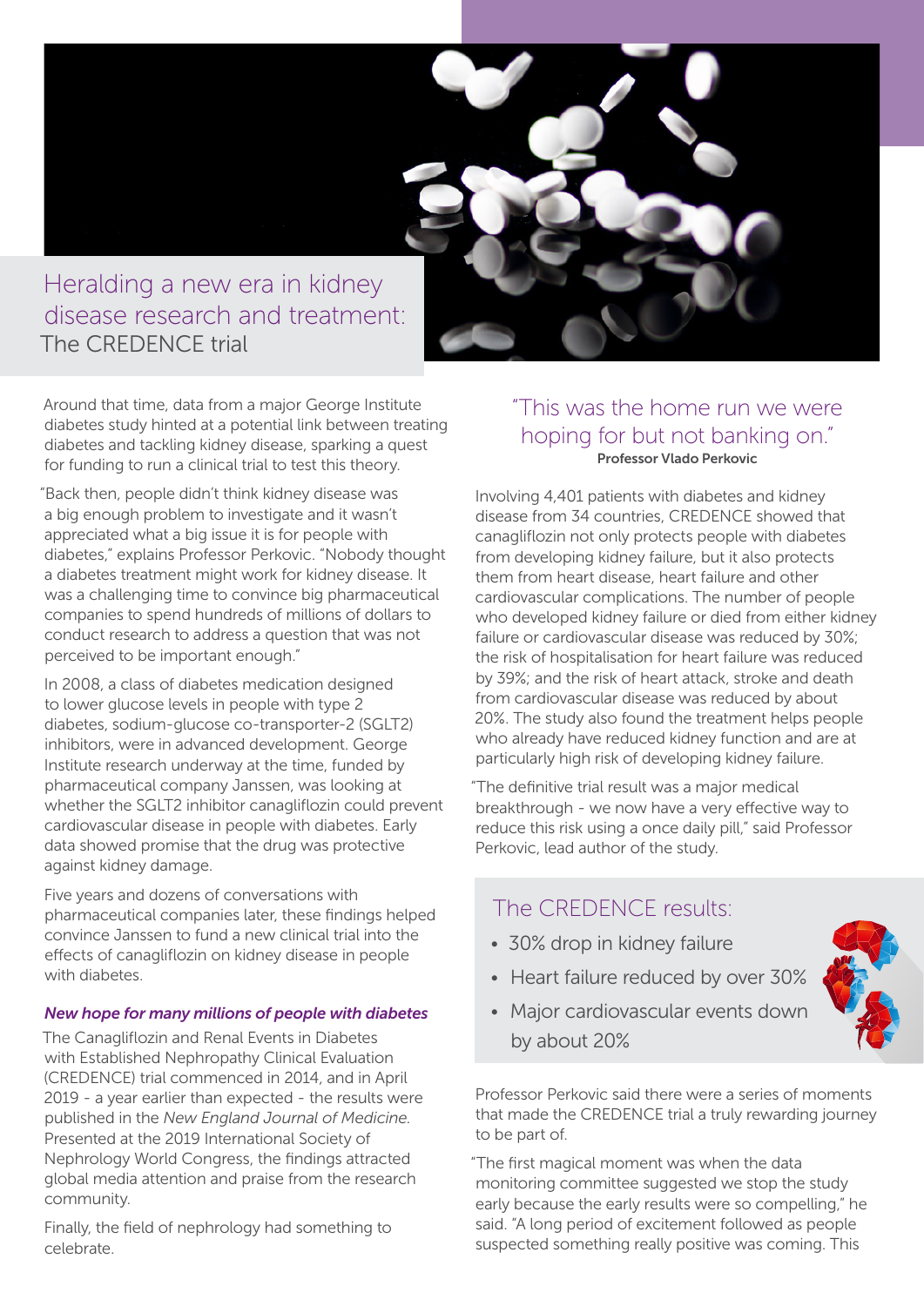# Heralding a new era in kidney disease research and treatment:
## The CREDENCE trial

Around that time, data from a major George Institute diabetes study hinted at a potential link between treating diabetes and tackling kidney disease, sparking a quest for funding to run a clinical trial to test this theory.

"Back then, people didn't think kidney disease was a big enough problem to investigate and it wasn't appreciated what a big issue it is for people with diabetes," explains Professor Perkovic. "Nobody thought a diabetes treatment might work for kidney disease. It was a challenging time to convince big pharmaceutical companies to spend hundreds of millions of dollars to conduct research to address a question that was not perceived to be important enough."

In 2008, a class of diabetes medication designed to lower glucose levels in people with type 2 diabetes, sodium-glucose co-transporter-2 (SGLT2) inhibitors, were in advanced development. George Institute research underway at the time, funded by pharmaceutical company Janssen, was looking at whether the SGLT2 inhibitor canagliflozin could prevent cardiovascular disease in people with diabetes. Early data showed promise that the drug was protective against kidney damage.

Five years and dozens of conversations with pharmaceutical companies later, these findings helped convince Janssen to fund a new clinical trial into the effects of canagliflozin on kidney disease in people with diabetes.

### *New hope for many millions of people with diabetes*

The Canagliflozin and Renal Events in Diabetes with Established Nephropathy Clinical Evaluation (CREDENCE) trial commenced in 2014, and in April 2019 - a year earlier than expected - the results were published in the *New England Journal of Medicine.* Presented at the 2019 International Society of Nephrology World Congress, the findings attracted global media attention and praise from the research community.

Finally, the field of nephrology had something to celebrate.

> "This was the home run we were hoping for but not banking on."
>
> **Professor Vlado Perkovic**

Involving 4,401 patients with diabetes and kidney disease from 34 countries, CREDENCE showed that canagliflozin not only protects people with diabetes from developing kidney failure, but it also protects them from heart disease, heart failure and other cardiovascular complications. The number of people who developed kidney failure or died from either kidney failure or cardiovascular disease was reduced by 30%; the risk of hospitalisation for heart failure was reduced by 39%; and the risk of heart attack, stroke and death from cardiovascular disease was reduced by about 20%. The study also found the treatment helps people who already have reduced kidney function and are at particularly high risk of developing kidney failure.

"The definitive trial result was a major medical breakthrough - we now have a very effective way to reduce this risk using a once daily pill," said Professor Perkovic, lead author of the study.

### The CREDENCE results:

- 30% drop in kidney failure
- Heart failure reduced by over 30%
- Major cardiovascular events down by about 20%

Professor Perkovic said there were a series of moments that made the CREDENCE trial a truly rewarding journey to be part of.

"The first magical moment was when the data monitoring committee suggested we stop the study early because the early results were so compelling," he said. "A long period of excitement followed as people suspected something really positive was coming. This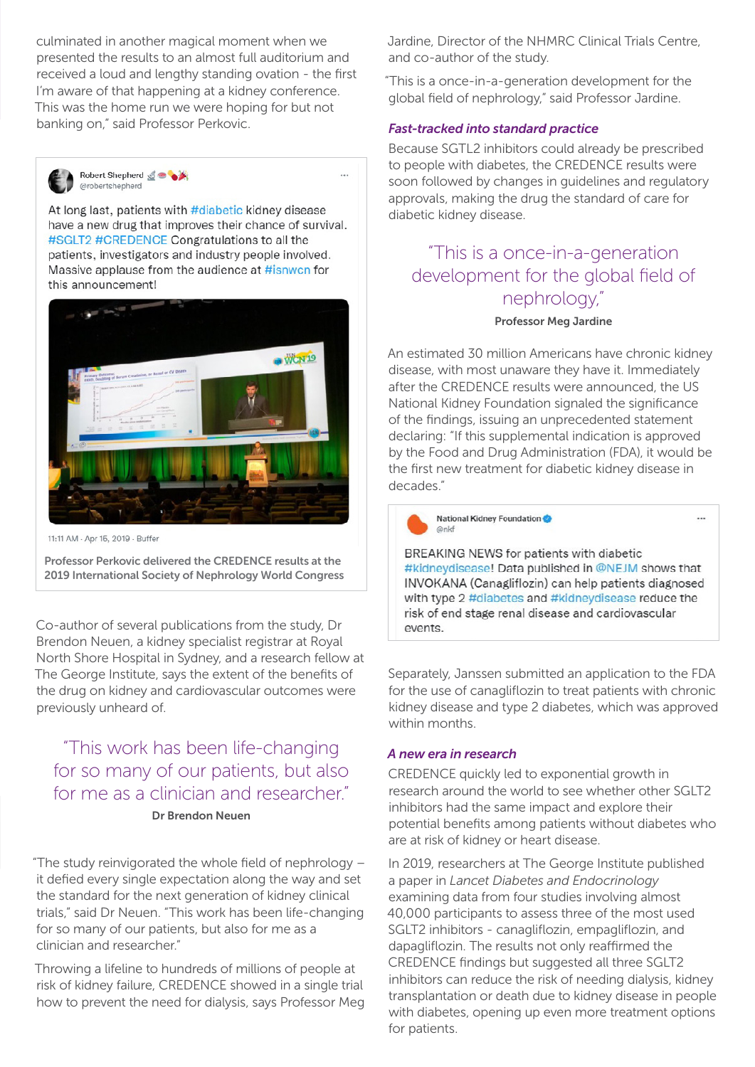culminated in another magical moment when we presented the results to an almost full auditorium and received a loud and lengthy standing ovation - the first I'm aware of that happening at a kidney conference. This was the home run we were hoping for but not banking on," said Professor Perkovic.

Robert Shepherd
@robertshepherd

At long last, patients with #diabetic kidney disease have a new drug that improves their chance of survival. #SGLT2 #CREDENCE Congratulations to all the patients, investigators and industry people involved. Massive applause from the audience at #isnwcn for this announcement!

11:11 AM · Apr 15, 2019 · Buffer

Professor Perkovic delivered the CREDENCE results at the 2019 International Society of Nephrology World Congress

Co-author of several publications from the study, Dr Brendon Neuen, a kidney specialist registrar at Royal North Shore Hospital in Sydney, and a research fellow at The George Institute, says the extent of the benefits of the drug on kidney and cardiovascular outcomes were previously unheard of.

> "This work has been life-changing for so many of our patients, but also for me as a clinician and researcher."
>
> **Dr Brendon Neuen**

"The study reinvigorated the whole field of nephrology – it defied every single expectation along the way and set the standard for the next generation of kidney clinical trials," said Dr Neuen. "This work has been life-changing for so many of our patients, but also for me as a clinician and researcher."

Throwing a lifeline to hundreds of millions of people at risk of kidney failure, CREDENCE showed in a single trial how to prevent the need for dialysis, says Professor Meg Jardine, Director of the NHMRC Clinical Trials Centre, and co-author of the study.

"This is a once-in-a-generation development for the global field of nephrology," said Professor Jardine.

### *Fast-tracked into standard practice*

Because SGTL2 inhibitors could already be prescribed to people with diabetes, the CREDENCE results were soon followed by changes in guidelines and regulatory approvals, making the drug the standard of care for diabetic kidney disease.

> "This is a once-in-a-generation development for the global field of nephrology,"
>
> **Professor Meg Jardine**

An estimated 30 million Americans have chronic kidney disease, with most unaware they have it. Immediately after the CREDENCE results were announced, the US National Kidney Foundation signaled the significance of the findings, issuing an unprecedented statement declaring: "If this supplemental indication is approved by the Food and Drug Administration (FDA), it would be the first new treatment for diabetic kidney disease in decades."

National Kidney Foundation
@nkf

BREAKING NEWS for patients with diabetic #kidneydisease! Data published in @NEJM shows that INVOKANA (Canagliflozin) can help patients diagnosed with type 2 #diabetes and #kidneydisease reduce the risk of end stage renal disease and cardiovascular events.

Separately, Janssen submitted an application to the FDA for the use of canagliflozin to treat patients with chronic kidney disease and type 2 diabetes, which was approved within months.

### *A new era in research*

CREDENCE quickly led to exponential growth in research around the world to see whether other SGLT2 inhibitors had the same impact and explore their potential benefits among patients without diabetes who are at risk of kidney or heart disease.

In 2019, researchers at The George Institute published a paper in *Lancet Diabetes and Endocrinology* examining data from four studies involving almost 40,000 participants to assess three of the most used SGLT2 inhibitors - canagliflozin, empagliflozin, and dapagliflozin. The results not only reaffirmed the CREDENCE findings but suggested all three SGLT2 inhibitors can reduce the risk of needing dialysis, kidney transplantation or death due to kidney disease in people with diabetes, opening up even more treatment options for patients.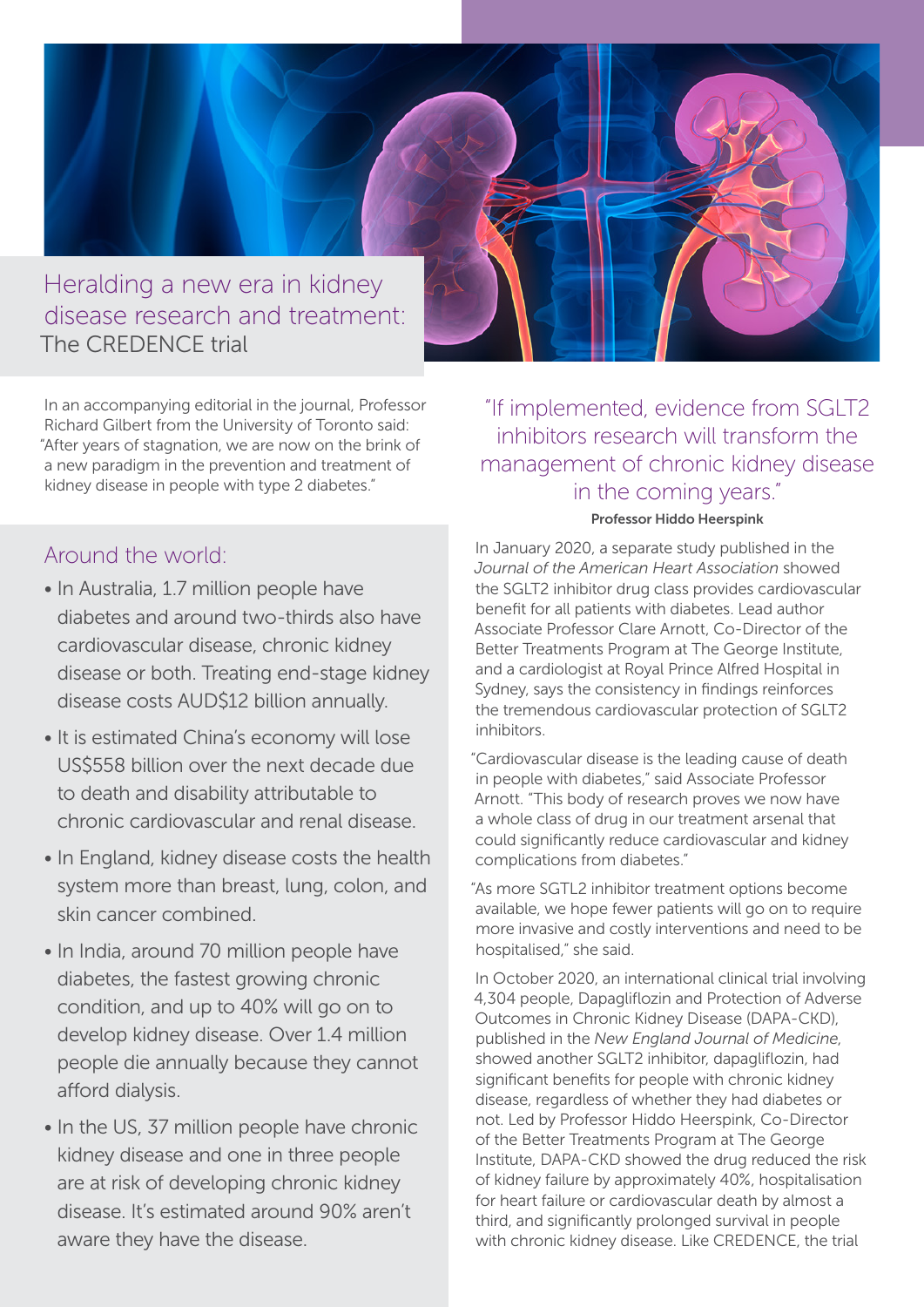# Heralding a new era in kidney disease research and treatment: The CREDENCE trial

In an accompanying editorial in the journal, Professor Richard Gilbert from the University of Toronto said: "After years of stagnation, we are now on the brink of a new paradigm in the prevention and treatment of kidney disease in people with type 2 diabetes."

## Around the world:

- In Australia, 1.7 million people have diabetes and around two-thirds also have cardiovascular disease, chronic kidney disease or both. Treating end-stage kidney disease costs AUD$12 billion annually.
- It is estimated China's economy will lose US$558 billion over the next decade due to death and disability attributable to chronic cardiovascular and renal disease.
- In England, kidney disease costs the health system more than breast, lung, colon, and skin cancer combined.
- In India, around 70 million people have diabetes, the fastest growing chronic condition, and up to 40% will go on to develop kidney disease. Over 1.4 million people die annually because they cannot afford dialysis.
- In the US, 37 million people have chronic kidney disease and one in three people are at risk of developing chronic kidney disease. It's estimated around 90% aren't aware they have the disease.

> "If implemented, evidence from SGLT2 inhibitors research will transform the management of chronic kidney disease in the coming years."
>
> **Professor Hiddo Heerspink**

In January 2020, a separate study published in the *Journal of the American Heart Association* showed the SGLT2 inhibitor drug class provides cardiovascular benefit for all patients with diabetes. Lead author Associate Professor Clare Arnott, Co-Director of the Better Treatments Program at The George Institute, and a cardiologist at Royal Prince Alfred Hospital in Sydney, says the consistency in findings reinforces the tremendous cardiovascular protection of SGLT2 inhibitors.

"Cardiovascular disease is the leading cause of death in people with diabetes," said Associate Professor Arnott. "This body of research proves we now have a whole class of drug in our treatment arsenal that could significantly reduce cardiovascular and kidney complications from diabetes."

"As more SGTL2 inhibitor treatment options become available, we hope fewer patients will go on to require more invasive and costly interventions and need to be hospitalised," she said.

In October 2020, an international clinical trial involving 4,304 people, Dapagliflozin and Protection of Adverse Outcomes in Chronic Kidney Disease (DAPA-CKD), published in the *New England Journal of Medicine*, showed another SGLT2 inhibitor, dapagliflozin, had significant benefits for people with chronic kidney disease, regardless of whether they had diabetes or not. Led by Professor Hiddo Heerspink, Co-Director of the Better Treatments Program at The George Institute, DAPA-CKD showed the drug reduced the risk of kidney failure by approximately 40%, hospitalisation for heart failure or cardiovascular death by almost a third, and significantly prolonged survival in people with chronic kidney disease. Like CREDENCE, the trial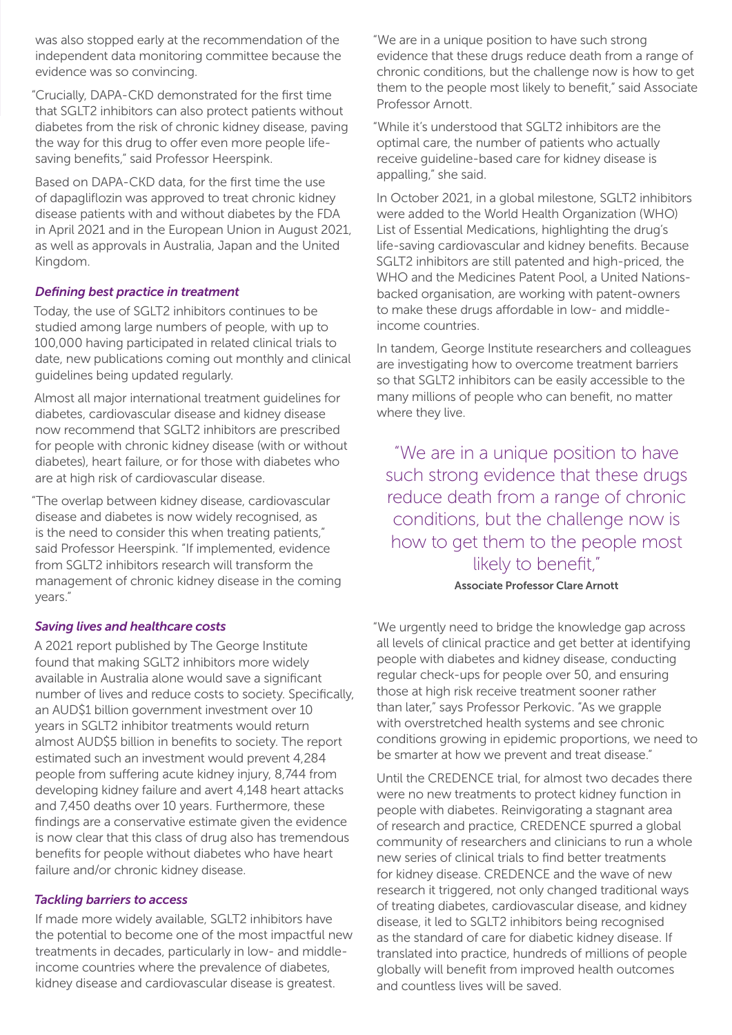was also stopped early at the recommendation of the independent data monitoring committee because the evidence was so convincing.

"Crucially, DAPA-CKD demonstrated for the first time that SGLT2 inhibitors can also protect patients without diabetes from the risk of chronic kidney disease, paving the way for this drug to offer even more people life-saving benefits," said Professor Heerspink.

Based on DAPA-CKD data, for the first time the use of dapagliflozin was approved to treat chronic kidney disease patients with and without diabetes by the FDA in April 2021 and in the European Union in August 2021, as well as approvals in Australia, Japan and the United Kingdom.

### *Defining best practice in treatment*

Today, the use of SGLT2 inhibitors continues to be studied among large numbers of people, with up to 100,000 having participated in related clinical trials to date, new publications coming out monthly and clinical guidelines being updated regularly.

Almost all major international treatment guidelines for diabetes, cardiovascular disease and kidney disease now recommend that SGLT2 inhibitors are prescribed for people with chronic kidney disease (with or without diabetes), heart failure, or for those with diabetes who are at high risk of cardiovascular disease.

"The overlap between kidney disease, cardiovascular disease and diabetes is now widely recognised, as is the need to consider this when treating patients," said Professor Heerspink. "If implemented, evidence from SGLT2 inhibitors research will transform the management of chronic kidney disease in the coming years."

### *Saving lives and healthcare costs*

A 2021 report published by The George Institute found that making SGLT2 inhibitors more widely available in Australia alone would save a significant number of lives and reduce costs to society. Specifically, an AUD$1 billion government investment over 10 years in SGLT2 inhibitor treatments would return almost AUD$5 billion in benefits to society. The report estimated such an investment would prevent 4,284 people from suffering acute kidney injury, 8,744 from developing kidney failure and avert 4,148 heart attacks and 7,450 deaths over 10 years. Furthermore, these findings are a conservative estimate given the evidence is now clear that this class of drug also has tremendous benefits for people without diabetes who have heart failure and/or chronic kidney disease.

### *Tackling barriers to access*

If made more widely available, SGLT2 inhibitors have the potential to become one of the most impactful new treatments in decades, particularly in low- and middle-income countries where the prevalence of diabetes, kidney disease and cardiovascular disease is greatest.

"We are in a unique position to have such strong evidence that these drugs reduce death from a range of chronic conditions, but the challenge now is how to get them to the people most likely to benefit," said Associate Professor Arnott.

"While it's understood that SGLT2 inhibitors are the optimal care, the number of patients who actually receive guideline-based care for kidney disease is appalling," she said.

In October 2021, in a global milestone, SGLT2 inhibitors were added to the World Health Organization (WHO) List of Essential Medications, highlighting the drug's life-saving cardiovascular and kidney benefits. Because SGLT2 inhibitors are still patented and high-priced, the WHO and the Medicines Patent Pool, a United Nations-backed organisation, are working with patent-owners to make these drugs affordable in low- and middle-income countries.

In tandem, George Institute researchers and colleagues are investigating how to overcome treatment barriers so that SGLT2 inhibitors can be easily accessible to the many millions of people who can benefit, no matter where they live.

> "We are in a unique position to have such strong evidence that these drugs reduce death from a range of chronic conditions, but the challenge now is how to get them to the people most likely to benefit,"
>
> **Associate Professor Clare Arnott**

"We urgently need to bridge the knowledge gap across all levels of clinical practice and get better at identifying people with diabetes and kidney disease, conducting regular check-ups for people over 50, and ensuring those at high risk receive treatment sooner rather than later," says Professor Perkovic. "As we grapple with overstretched health systems and see chronic conditions growing in epidemic proportions, we need to be smarter at how we prevent and treat disease."

Until the CREDENCE trial, for almost two decades there were no new treatments to protect kidney function in people with diabetes. Reinvigorating a stagnant area of research and practice, CREDENCE spurred a global community of researchers and clinicians to run a whole new series of clinical trials to find better treatments for kidney disease. CREDENCE and the wave of new research it triggered, not only changed traditional ways of treating diabetes, cardiovascular disease, and kidney disease, it led to SGLT2 inhibitors being recognised as the standard of care for diabetic kidney disease. If translated into practice, hundreds of millions of people globally will benefit from improved health outcomes and countless lives will be saved.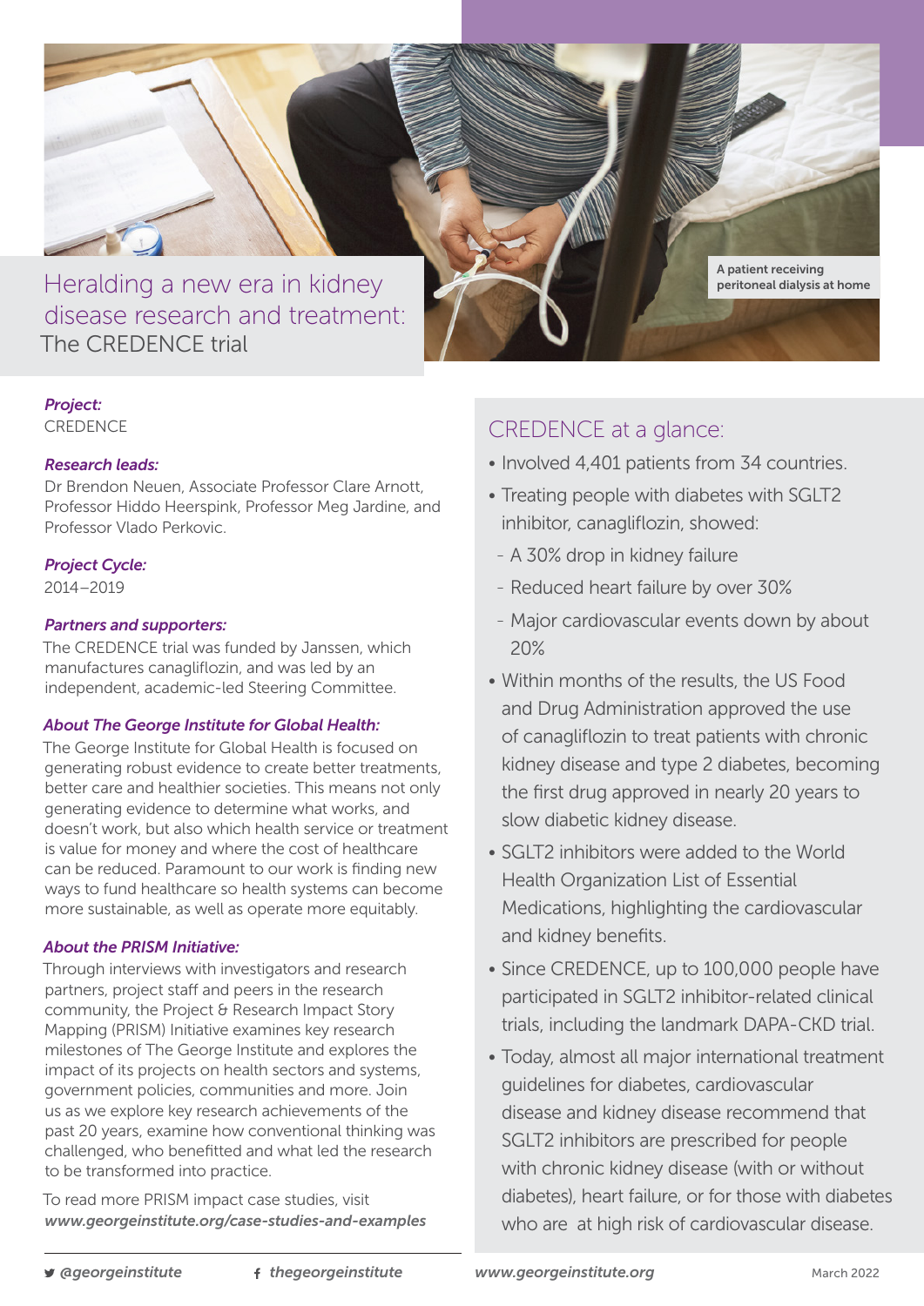# Heralding a new era in kidney disease research and treatment:

## The CREDENCE trial

A patient receiving peritoneal dialysis at home

***Project:***
CREDENCE

***Research leads:***
Dr Brendon Neuen, Associate Professor Clare Arnott, Professor Hiddo Heerspink, Professor Meg Jardine, and Professor Vlado Perkovic.

***Project Cycle:***
2014–2019

***Partners and supporters:***
The CREDENCE trial was funded by Janssen, which manufactures canagliflozin, and was led by an independent, academic-led Steering Committee.

***About The George Institute for Global Health:***
The George Institute for Global Health is focused on generating robust evidence to create better treatments, better care and healthier societies. This means not only generating evidence to determine what works, and doesn't work, but also which health service or treatment is value for money and where the cost of healthcare can be reduced. Paramount to our work is finding new ways to fund healthcare so health systems can become more sustainable, as well as operate more equitably.

***About the PRISM Initiative:***
Through interviews with investigators and research partners, project staff and peers in the research community, the Project & Research Impact Story Mapping (PRISM) Initiative examines key research milestones of The George Institute and explores the impact of its projects on health sectors and systems, government policies, communities and more. Join us as we explore key research achievements of the past 20 years, examine how conventional thinking was challenged, who benefitted and what led the research to be transformed into practice.

To read more PRISM impact case studies, visit ***www.georgeinstitute.org/case-studies-and-examples***

## CREDENCE at a glance:

- Involved 4,401 patients from 34 countries.
- Treating people with diabetes with SGLT2 inhibitor, canagliflozin, showed:
  - A 30% drop in kidney failure
  - Reduced heart failure by over 30%
  - Major cardiovascular events down by about 20%
- Within months of the results, the US Food and Drug Administration approved the use of canagliflozin to treat patients with chronic kidney disease and type 2 diabetes, becoming the first drug approved in nearly 20 years to slow diabetic kidney disease.
- SGLT2 inhibitors were added to the World Health Organization List of Essential Medications, highlighting the cardiovascular and kidney benefits.
- Since CREDENCE, up to 100,000 people have participated in SGLT2 inhibitor-related clinical trials, including the landmark DAPA-CKD trial.
- Today, almost all major international treatment guidelines for diabetes, cardiovascular disease and kidney disease recommend that SGLT2 inhibitors are prescribed for people with chronic kidney disease (with or without diabetes), heart failure, or for those with diabetes who are at high risk of cardiovascular disease.

*@georgeinstitute* *thegeorgeinstitute* *www.georgeinstitute.org* March 2022